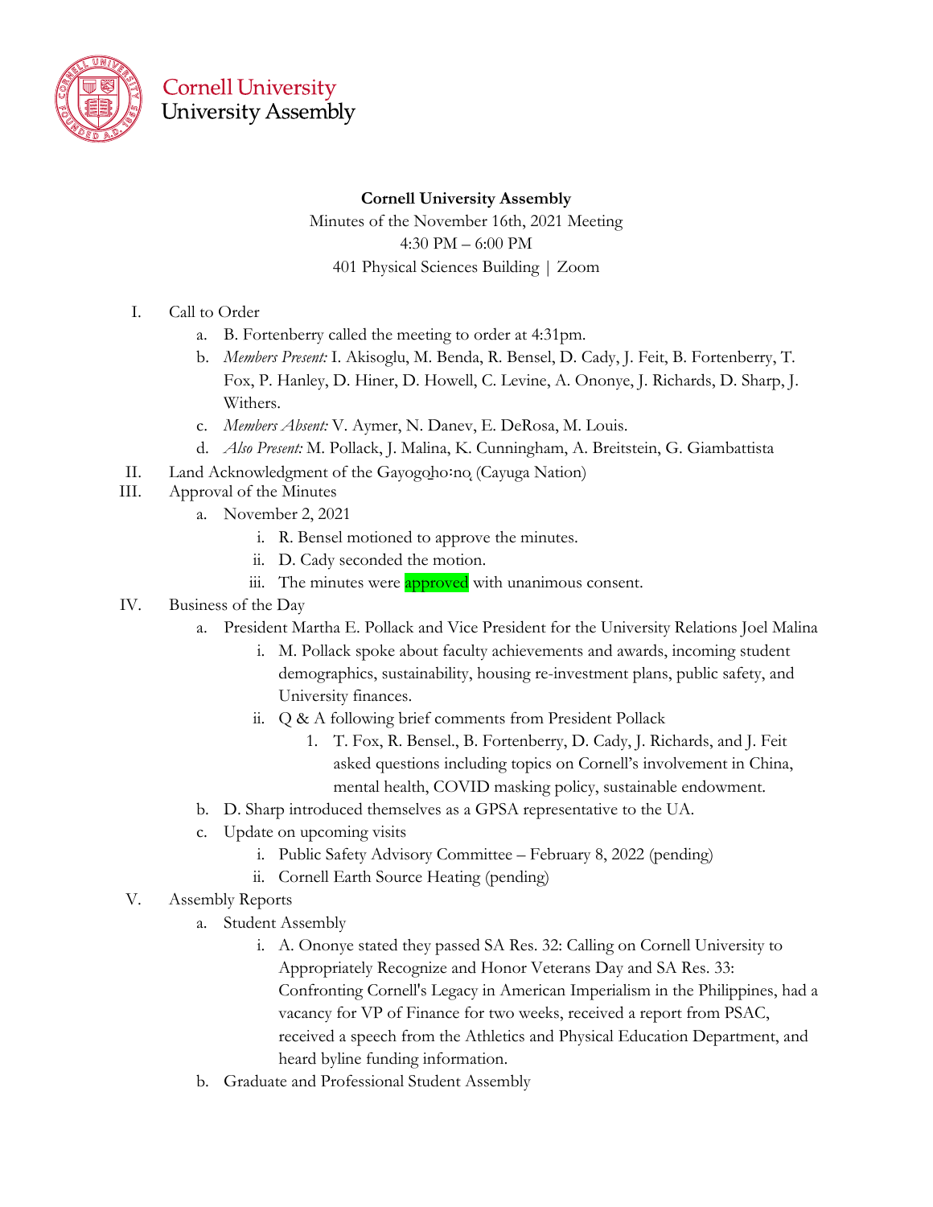Cornell University
University Assembly

**Cornell University Assembly**

Minutes of the November 16th, 2021 Meeting
4:30 PM – 6:00 PM
401 Physical Sciences Building | Zoom

I. Call to Order
   a. B. Fortenberry called the meeting to order at 4:31pm.
   b. *Members Present:* I. Akisoglu, M. Benda, R. Bensel, D. Cady, J. Feit, B. Fortenberry, T. Fox, P. Hanley, D. Hiner, D. Howell, C. Levine, A. Ononye, J. Richards, D. Sharp, J. Withers.
   c. *Members Absent:* V. Aymer, N. Danev, E. DeRosa, M. Louis.
   d. *Also Present:* M. Pollack, J. Malina, K. Cunningham, A. Breitstein, G. Giambattista

II. Land Acknowledgment of the Gayogo̱hó:nǫ' (Cayuga Nation)

III. Approval of the Minutes
   a. November 2, 2021
      i. R. Bensel motioned to approve the minutes.
      ii. D. Cady seconded the motion.
      iii. The minutes were approved with unanimous consent.

IV. Business of the Day
   a. President Martha E. Pollack and Vice President for the University Relations Joel Malina
      i. M. Pollack spoke about faculty achievements and awards, incoming student demographics, sustainability, housing re-investment plans, public safety, and University finances.
      ii. Q & A following brief comments from President Pollack
         1. T. Fox, R. Bensel., B. Fortenberry, D. Cady, J. Richards, and J. Feit asked questions including topics on Cornell's involvement in China, mental health, COVID masking policy, sustainable endowment.
   b. D. Sharp introduced themselves as a GPSA representative to the UA.
   c. Update on upcoming visits
      i. Public Safety Advisory Committee – February 8, 2022 (pending)
      ii. Cornell Earth Source Heating (pending)

V. Assembly Reports
   a. Student Assembly
      i. A. Ononye stated they passed SA Res. 32: Calling on Cornell University to Appropriately Recognize and Honor Veterans Day and SA Res. 33: Confronting Cornell's Legacy in American Imperialism in the Philippines, had a vacancy for VP of Finance for two weeks, received a report from PSAC, received a speech from the Athletics and Physical Education Department, and heard byline funding information.
   b. Graduate and Professional Student Assembly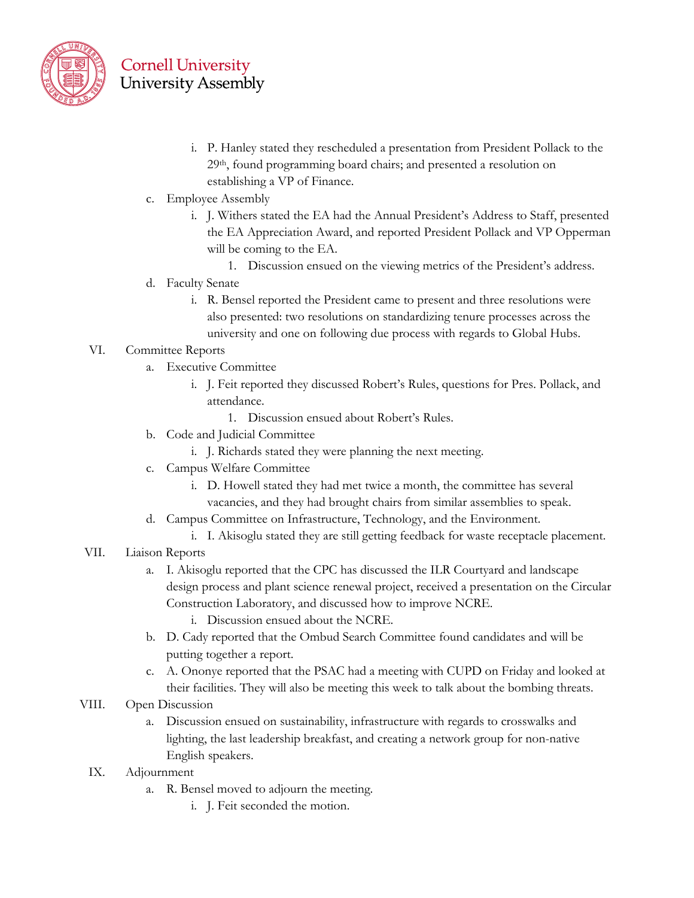i. P. Hanley stated they rescheduled a presentation from President Pollack to the 29th, found programming board chairs; and presented a resolution on establishing a VP of Finance.

c. Employee Assembly
   i. J. Withers stated the EA had the Annual President's Address to Staff, presented the EA Appreciation Award, and reported President Pollack and VP Opperman will be coming to the EA.
      1. Discussion ensued on the viewing metrics of the President's address.

d. Faculty Senate
   i. R. Bensel reported the President came to present and three resolutions were also presented: two resolutions on standardizing tenure processes across the university and one on following due process with regards to Global Hubs.

VI. Committee Reports
   a. Executive Committee
      i. J. Feit reported they discussed Robert's Rules, questions for Pres. Pollack, and attendance.
         1. Discussion ensued about Robert's Rules.
   b. Code and Judicial Committee
      i. J. Richards stated they were planning the next meeting.
   c. Campus Welfare Committee
      i. D. Howell stated they had met twice a month, the committee has several vacancies, and they had brought chairs from similar assemblies to speak.
   d. Campus Committee on Infrastructure, Technology, and the Environment.
      i. I. Akisoglu stated they are still getting feedback for waste receptacle placement.

VII. Liaison Reports
   a. I. Akisoglu reported that the CPC has discussed the ILR Courtyard and landscape design process and plant science renewal project, received a presentation on the Circular Construction Laboratory, and discussed how to improve NCRE.
      i. Discussion ensued about the NCRE.
   b. D. Cady reported that the Ombud Search Committee found candidates and will be putting together a report.
   c. A. Ononye reported that the PSAC had a meeting with CUPD on Friday and looked at their facilities. They will also be meeting this week to talk about the bombing threats.

VIII. Open Discussion
   a. Discussion ensued on sustainability, infrastructure with regards to crosswalks and lighting, the last leadership breakfast, and creating a network group for non-native English speakers.

IX. Adjournment
   a. R. Bensel moved to adjourn the meeting.
      i. J. Feit seconded the motion.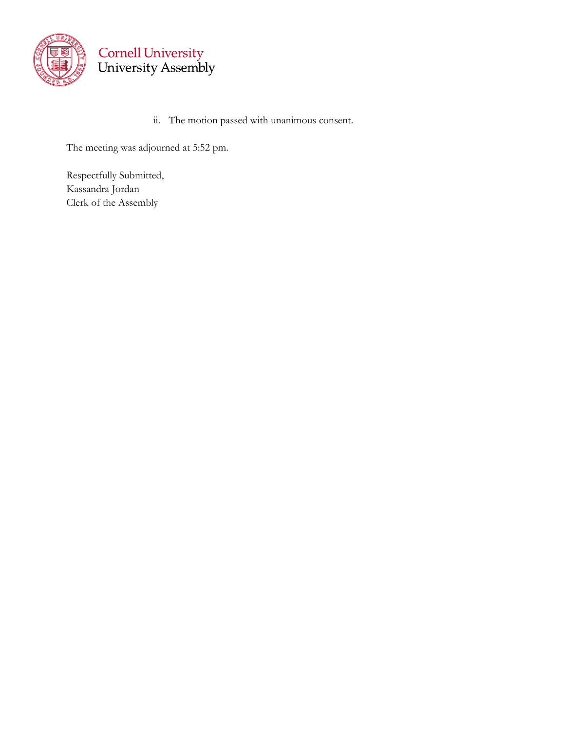ii. The motion passed with unanimous consent.

The meeting was adjourned at 5:52 pm.

Respectfully Submitted,
Kassandra Jordan
Clerk of the Assembly